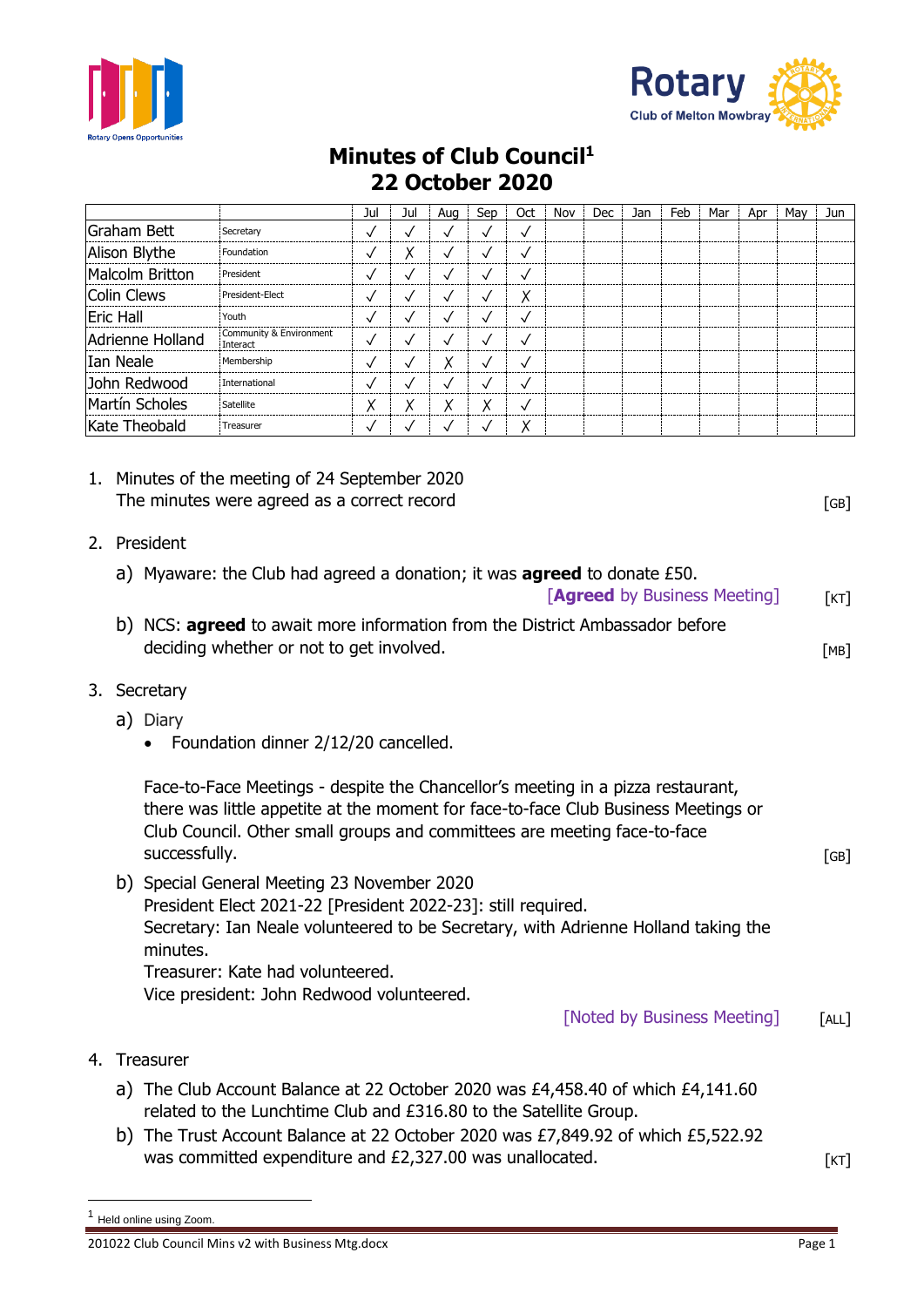# Minutes of Club Council[1]
# 22 October 2020

| | | Jul | Jul | Aug | Sep | Oct | Nov | Dec | Jan | Feb | Mar | Apr | May | Jun |
|---|---|---|---|---|---|---|---|---|---|---|---|---|---|---|
| Graham Bett | Secretary | ✓ | ✓ | ✓ | ✓ | ✓ | | | | | | | | |
| Alison Blythe | Foundation | ✓ | X | ✓ | ✓ | ✓ | | | | | | | | |
| Malcolm Britton | President | ✓ | ✓ | ✓ | ✓ | ✓ | | | | | | | | |
| Colin Clews | President-Elect | ✓ | ✓ | ✓ | ✓ | X | | | | | | | | |
| Eric Hall | Youth | ✓ | ✓ | ✓ | ✓ | ✓ | | | | | | | | |
| Adrienne Holland | Community & Environment Interact | ✓ | ✓ | ✓ | ✓ | ✓ | | | | | | | | |
| Ian Neale | Membership | ✓ | ✓ | X | ✓ | ✓ | | | | | | | | |
| John Redwood | International | ✓ | ✓ | ✓ | ✓ | ✓ | | | | | | | | |
| Martín Scholes | Satellite | X | X | X | X | ✓ | | | | | | | | |
| Kate Theobald | Treasurer | ✓ | ✓ | ✓ | ✓ | X | | | | | | | | |

1. Minutes of the meeting of 24 September 2020
   The minutes were agreed as a correct record [GB]

2. President
   a) Myaware: the Club had agreed a donation; it was **agreed** to donate £50.
      [**Agreed** by Business Meeting] [KT]
   b) NCS: **agreed** to await more information from the District Ambassador before deciding whether or not to get involved. [MB]

3. Secretary
   a) Diary
      - Foundation dinner 2/12/20 cancelled.

      Face-to-Face Meetings - despite the Chancellor's meeting in a pizza restaurant, there was little appetite at the moment for face-to-face Club Business Meetings or Club Council. Other small groups and committees are meeting face-to-face successfully. [GB]
   b) Special General Meeting 23 November 2020
      President Elect 2021-22 [President 2022-23]: still required.
      Secretary: Ian Neale volunteered to be Secretary, with Adrienne Holland taking the minutes.
      Treasurer: Kate had volunteered.
      Vice president: John Redwood volunteered.
      [Noted by Business Meeting] [ALL]

4. Treasurer
   a) The Club Account Balance at 22 October 2020 was £4,458.40 of which £4,141.60 related to the Lunchtime Club and £316.80 to the Satellite Group.
   b) The Trust Account Balance at 22 October 2020 was £7,849.92 of which £5,522.92 was committed expenditure and £2,327.00 was unallocated. [KT]

[1] Held online using Zoom.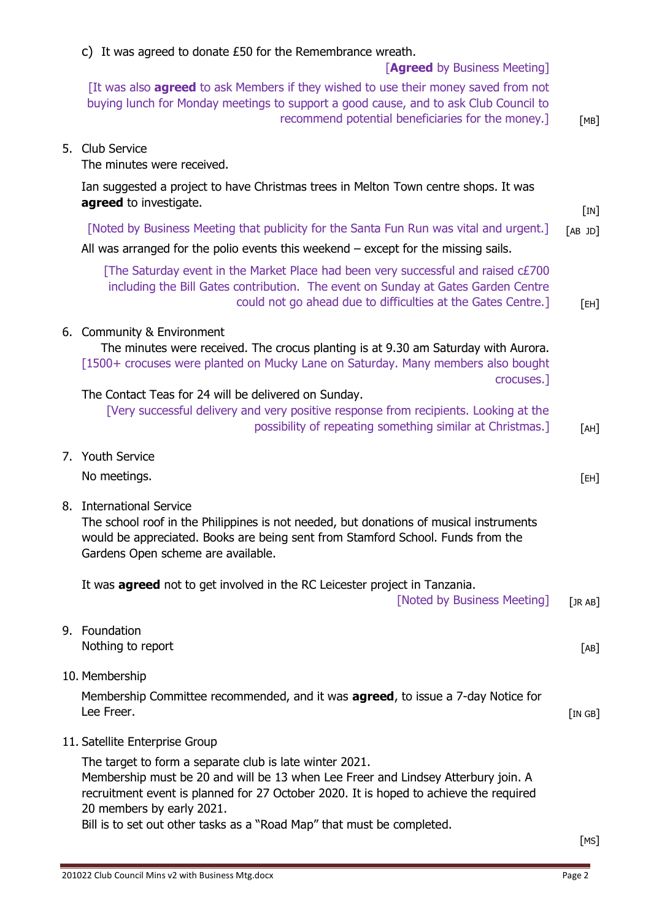c) It was agreed to donate £50 for the Remembrance wreath.

[**Agreed** by Business Meeting]

[It was also **agreed** to ask Members if they wished to use their money saved from not buying lunch for Monday meetings to support a good cause, and to ask Club Council to recommend potential beneficiaries for the money.] [MB]

5. Club Service

The minutes were received.

Ian suggested a project to have Christmas trees in Melton Town centre shops. It was **agreed** to investigate. [IN]

[Noted by Business Meeting that publicity for the Santa Fun Run was vital and urgent.] [AB JD]

All was arranged for the polio events this weekend – except for the missing sails.

[The Saturday event in the Market Place had been very successful and raised c£700 including the Bill Gates contribution. The event on Sunday at Gates Garden Centre could not go ahead due to difficulties at the Gates Centre.] [EH]

6. Community & Environment

The minutes were received. The crocus planting is at 9.30 am Saturday with Aurora.

[1500+ crocuses were planted on Mucky Lane on Saturday. Many members also bought crocuses.]

The Contact Teas for 24 will be delivered on Sunday.

[Very successful delivery and very positive response from recipients. Looking at the possibility of repeating something similar at Christmas.] [AH]

7. Youth Service

No meetings. [EH]

8. International Service

The school roof in the Philippines is not needed, but donations of musical instruments would be appreciated. Books are being sent from Stamford School. Funds from the Gardens Open scheme are available.

It was **agreed** not to get involved in the RC Leicester project in Tanzania.

[Noted by Business Meeting] [JR AB]

9. Foundation

Nothing to report [AB]

10. Membership

Membership Committee recommended, and it was **agreed**, to issue a 7-day Notice for Lee Freer. [IN GB]

11. Satellite Enterprise Group

The target to form a separate club is late winter 2021.
Membership must be 20 and will be 13 when Lee Freer and Lindsey Atterbury join. A recruitment event is planned for 27 October 2020. It is hoped to achieve the required 20 members by early 2021.
Bill is to set out other tasks as a "Road Map" that must be completed. [MS]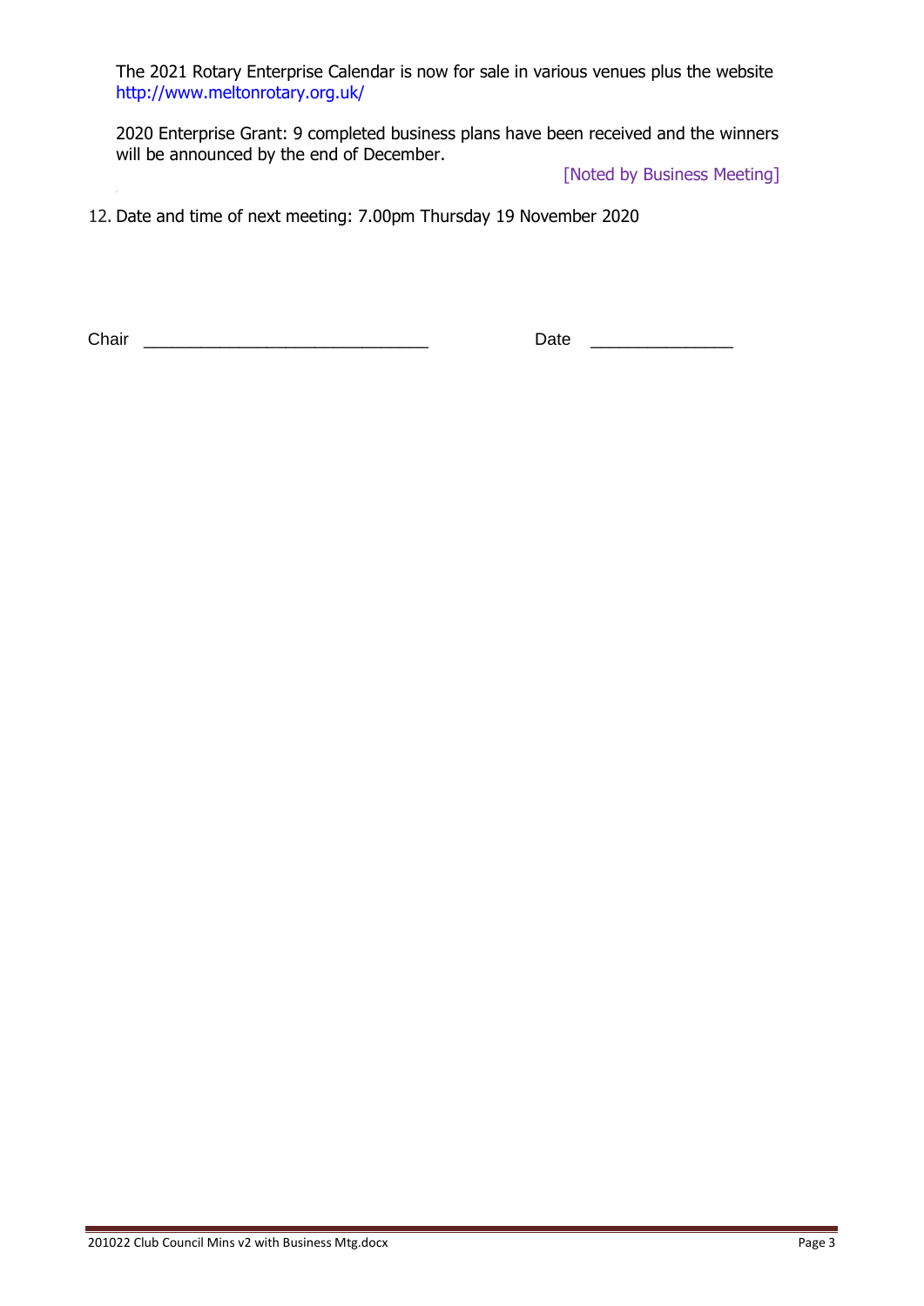The 2021 Rotary Enterprise Calendar is now for sale in various venues plus the website http://www.meltonrotary.org.uk/

2020 Enterprise Grant: 9 completed business plans have been received and the winners will be announced by the end of December.

[Noted by Business Meeting]

12. Date and time of next meeting: 7.00pm Thursday 19 November 2020

Chair ______________________________ Date _______________